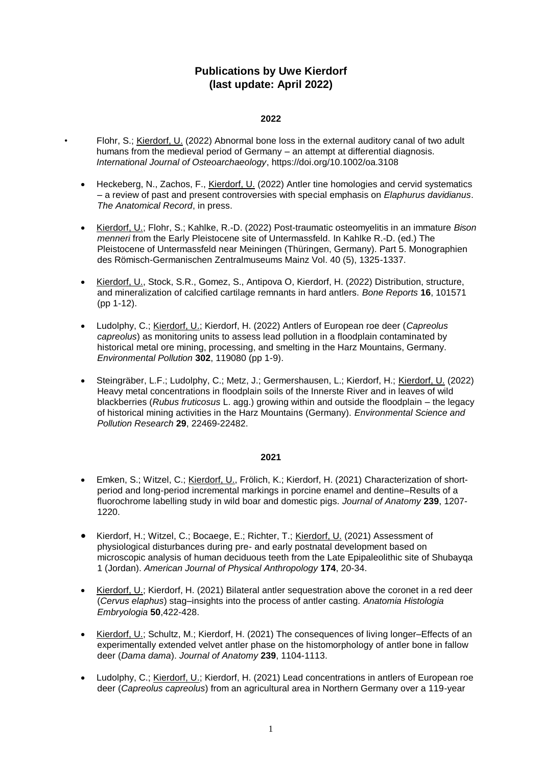# Publications by Uwe Kierdorf (last update: April 2022)

## 2022

- Flohr, S.; Kierdorf, U. (2022) Abnormal bone loss in the external auditory canal of two adult humans from the medieval period of Germany – an attempt at differential diagnosis. *International Journal of Osteoarchaeology*, https://doi.org/10.1002/oa.3108

- Heckeberg, N., Zachos, F., Kierdorf, U. (2022) Antler tine homologies and cervid systematics – a review of past and present controversies with special emphasis on *Elaphurus davidianus*. *The Anatomical Record*, in press.

- Kierdorf, U.; Flohr, S.; Kahlke, R.-D. (2022) Post-traumatic osteomyelitis in an immature *Bison menneri* from the Early Pleistocene site of Untermassfeld. In Kahlke R.-D. (ed.) The Pleistocene of Untermassfeld near Meiningen (Thüringen, Germany). Part 5. Monographien des Römisch-Germanischen Zentralmuseums Mainz Vol. 40 (5), 1325-1337.

- Kierdorf, U., Stock, S.R., Gomez, S., Antipova O, Kierdorf, H. (2022) Distribution, structure, and mineralization of calcified cartilage remnants in hard antlers. *Bone Reports* **16**, 101571 (pp 1-12).

- Ludolphy, C.; Kierdorf, U.; Kierdorf, H. (2022) Antlers of European roe deer (*Capreolus capreolus*) as monitoring units to assess lead pollution in a floodplain contaminated by historical metal ore mining, processing, and smelting in the Harz Mountains, Germany. *Environmental Pollution* **302**, 119080 (pp 1-9).

- Steingräber, L.F.; Ludolphy, C.; Metz, J.; Germershausen, L.; Kierdorf, H.; Kierdorf, U. (2022) Heavy metal concentrations in floodplain soils of the Innerste River and in leaves of wild blackberries (*Rubus fruticosus* L. agg.) growing within and outside the floodplain – the legacy of historical mining activities in the Harz Mountains (Germany). *Environmental Science and Pollution Research* **29**, 22469-22482.

## 2021

- Emken, S.; Witzel, C.; Kierdorf, U., Frölich, K.; Kierdorf, H. (2021) Characterization of short-period and long-period incremental markings in porcine enamel and dentine–Results of a fluorochrome labelling study in wild boar and domestic pigs. *Journal of Anatomy* **239**, 1207-1220.

- Kierdorf, H.; Witzel, C.; Bocaege, E.; Richter, T.; Kierdorf, U. (2021) Assessment of physiological disturbances during pre- and early postnatal development based on microscopic analysis of human deciduous teeth from the Late Epipaleolithic site of Shubayqa 1 (Jordan). *American Journal of Physical Anthropology* **174**, 20-34.

- Kierdorf, U.; Kierdorf, H. (2021) Bilateral antler sequestration above the coronet in a red deer (*Cervus elaphus*) stag–insights into the process of antler casting. *Anatomia Histologia Embryologia* **50**,422-428.

- Kierdorf, U.; Schultz, M.; Kierdorf, H. (2021) The consequences of living longer–Effects of an experimentally extended velvet antler phase on the histomorphology of antler bone in fallow deer (*Dama dama*). *Journal of Anatomy* **239**, 1104-1113.

- Ludolphy, C.; Kierdorf, U.; Kierdorf, H. (2021) Lead concentrations in antlers of European roe deer (*Capreolus capreolus*) from an agricultural area in Northern Germany over a 119-year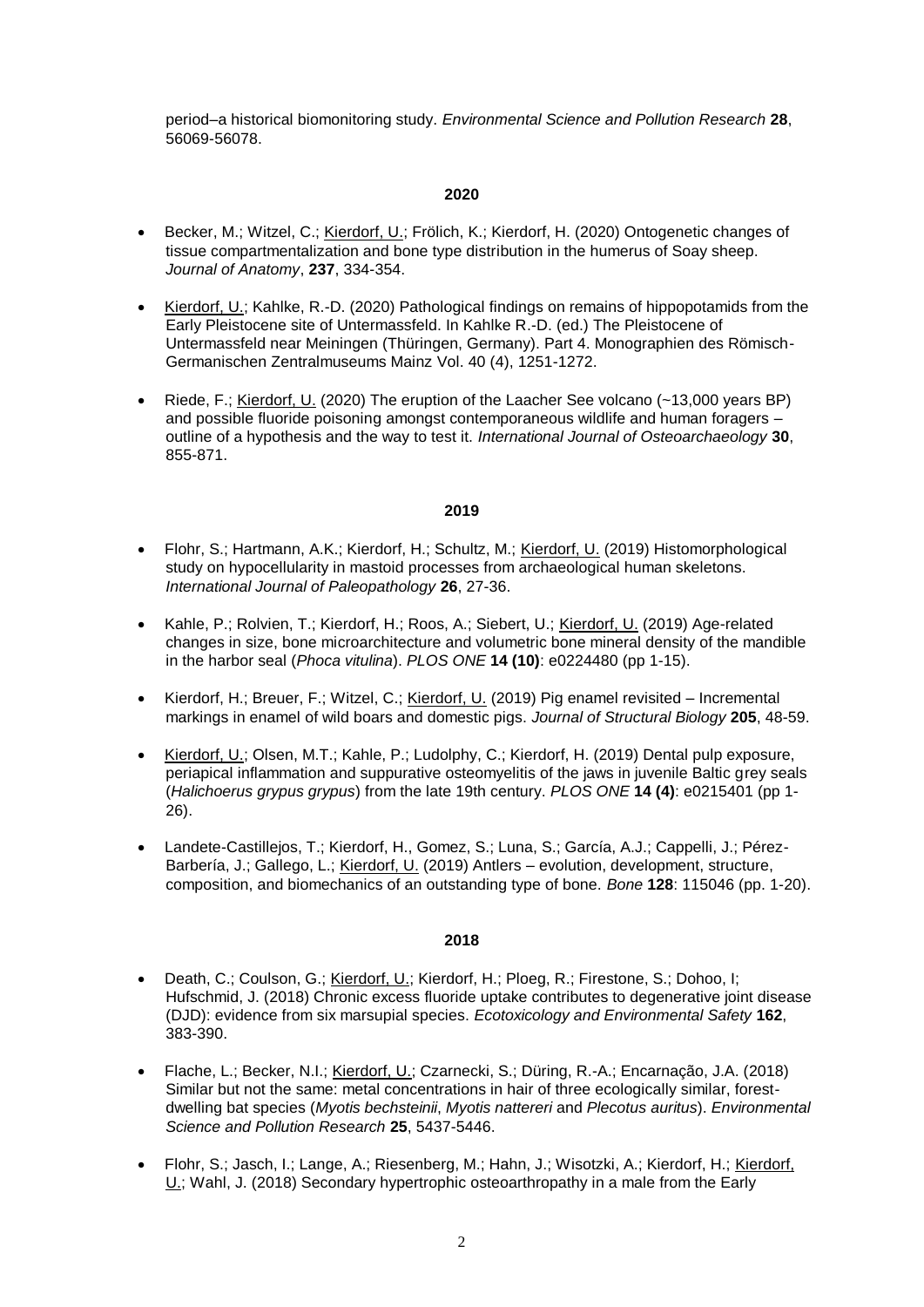period–a historical biomonitoring study. *Environmental Science and Pollution Research* **28**, 56069-56078.

**2020**

- Becker, M.; Witzel, C.; Kierdorf, U.; Frölich, K.; Kierdorf, H. (2020) Ontogenetic changes of tissue compartmentalization and bone type distribution in the humerus of Soay sheep. *Journal of Anatomy*, **237**, 334-354.

- Kierdorf, U.; Kahlke, R.-D. (2020) Pathological findings on remains of hippopotamids from the Early Pleistocene site of Untermassfeld. In Kahlke R.-D. (ed.) The Pleistocene of Untermassfeld near Meiningen (Thüringen, Germany). Part 4. Monographien des Römisch-Germanischen Zentralmuseums Mainz Vol. 40 (4), 1251-1272.

- Riede, F.; Kierdorf, U. (2020) The eruption of the Laacher See volcano (~13,000 years BP) and possible fluoride poisoning amongst contemporaneous wildlife and human foragers – outline of a hypothesis and the way to test it. *International Journal of Osteoarchaeology* **30**, 855-871.

**2019**

- Flohr, S.; Hartmann, A.K.; Kierdorf, H.; Schultz, M.; Kierdorf, U. (2019) Histomorphological study on hypocellularity in mastoid processes from archaeological human skeletons. *International Journal of Paleopathology* **26**, 27-36.

- Kahle, P.; Rolvien, T.; Kierdorf, H.; Roos, A.; Siebert, U.; Kierdorf, U. (2019) Age-related changes in size, bone microarchitecture and volumetric bone mineral density of the mandible in the harbor seal (*Phoca vitulina*). *PLOS ONE* **14 (10)**: e0224480 (pp 1-15).

- Kierdorf, H.; Breuer, F.; Witzel, C.; Kierdorf, U. (2019) Pig enamel revisited – Incremental markings in enamel of wild boars and domestic pigs. *Journal of Structural Biology* **205**, 48-59.

- Kierdorf, U.; Olsen, M.T.; Kahle, P.; Ludolphy, C.; Kierdorf, H. (2019) Dental pulp exposure, periapical inflammation and suppurative osteomyelitis of the jaws in juvenile Baltic grey seals (*Halichoerus grypus grypus*) from the late 19th century. *PLOS ONE* **14 (4)**: e0215401 (pp 1-26).

- Landete-Castillejos, T.; Kierdorf, H., Gomez, S.; Luna, S.; García, A.J.; Cappelli, J.; Pérez-Barbería, J.; Gallego, L.; Kierdorf, U. (2019) Antlers – evolution, development, structure, composition, and biomechanics of an outstanding type of bone. *Bone* **128**: 115046 (pp. 1-20).

**2018**

- Death, C.; Coulson, G.; Kierdorf, U.; Kierdorf, H.; Ploeg, R.; Firestone, S.; Dohoo, I; Hufschmid, J. (2018) Chronic excess fluoride uptake contributes to degenerative joint disease (DJD): evidence from six marsupial species. *Ecotoxicology and Environmental Safety* **162**, 383-390.

- Flache, L.; Becker, N.I.; Kierdorf, U.; Czarnecki, S.; Düring, R.-A.; Encarnação, J.A. (2018) Similar but not the same: metal concentrations in hair of three ecologically similar, forest-dwelling bat species (*Myotis bechsteinii*, *Myotis nattereri* and *Plecotus auritus*). *Environmental Science and Pollution Research* **25**, 5437-5446.

- Flohr, S.; Jasch, I.; Lange, A.; Riesenberg, M.; Hahn, J.; Wisotzki, A.; Kierdorf, H.; Kierdorf, U.; Wahl, J. (2018) Secondary hypertrophic osteoarthropathy in a male from the Early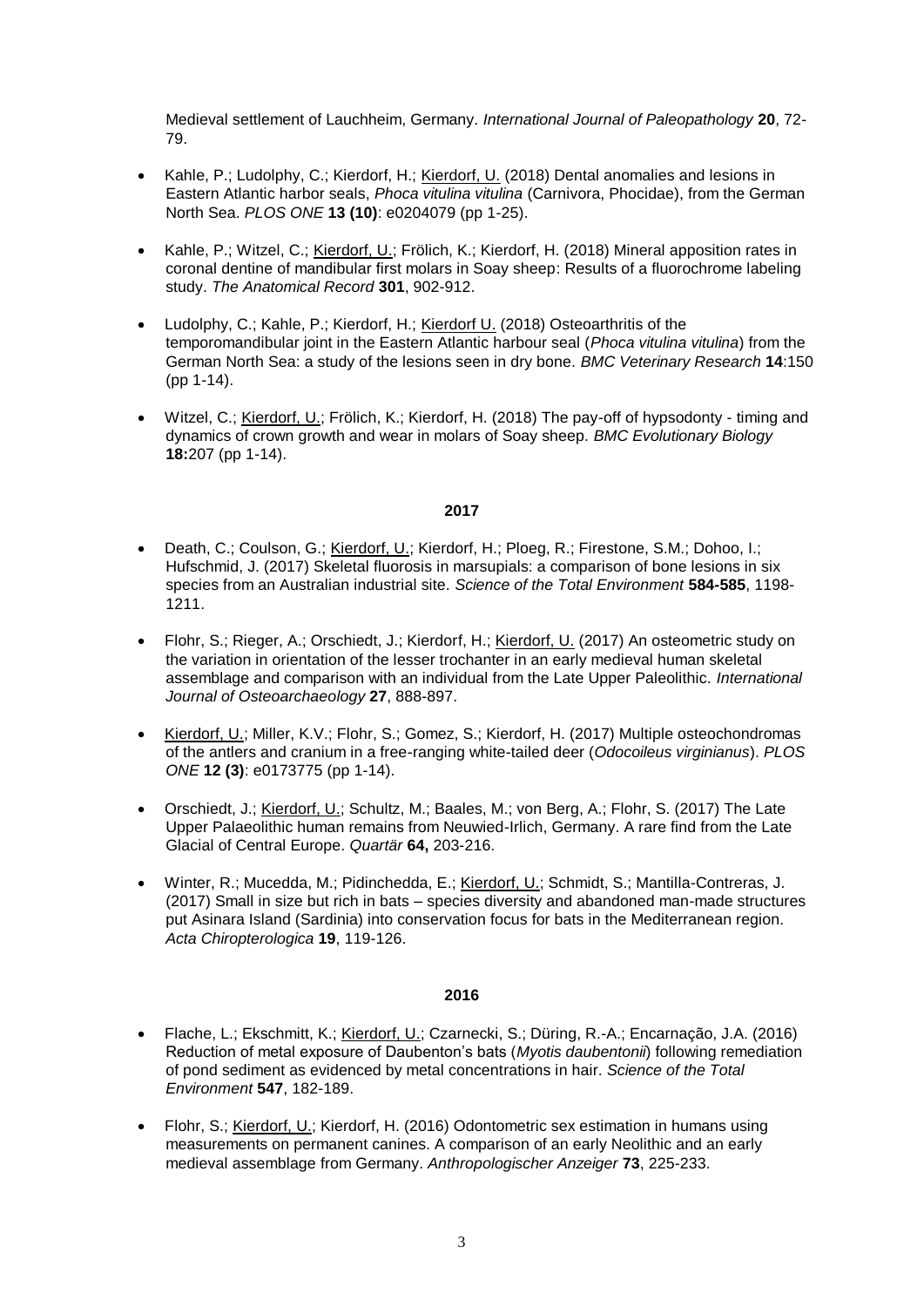Medieval settlement of Lauchheim, Germany. *International Journal of Paleopathology* **20**, 72-79.

- Kahle, P.; Ludolphy, C.; Kierdorf, H.; Kierdorf, U. (2018) Dental anomalies and lesions in Eastern Atlantic harbor seals, *Phoca vitulina vitulina* (Carnivora, Phocidae), from the German North Sea. *PLOS ONE* **13 (10)**: e0204079 (pp 1-25).

- Kahle, P.; Witzel, C.; Kierdorf, U.; Frölich, K.; Kierdorf, H. (2018) Mineral apposition rates in coronal dentine of mandibular first molars in Soay sheep: Results of a fluorochrome labeling study. *The Anatomical Record* **301**, 902-912.

- Ludolphy, C.; Kahle, P.; Kierdorf, H.; Kierdorf U. (2018) Osteoarthritis of the temporomandibular joint in the Eastern Atlantic harbour seal (*Phoca vitulina vitulina*) from the German North Sea: a study of the lesions seen in dry bone. *BMC Veterinary Research* **14**:150 (pp 1-14).

- Witzel, C.; Kierdorf, U.; Frölich, K.; Kierdorf, H. (2018) The pay-off of hypsodonty - timing and dynamics of crown growth and wear in molars of Soay sheep. *BMC Evolutionary Biology* **18:**207 (pp 1-14).

**2017**

- Death, C.; Coulson, G.; Kierdorf, U.; Kierdorf, H.; Ploeg, R.; Firestone, S.M.; Dohoo, I.; Hufschmid, J. (2017) Skeletal fluorosis in marsupials: a comparison of bone lesions in six species from an Australian industrial site. *Science of the Total Environment* **584-585**, 1198-1211.

- Flohr, S.; Rieger, A.; Orschiedt, J.; Kierdorf, H.; Kierdorf, U. (2017) An osteometric study on the variation in orientation of the lesser trochanter in an early medieval human skeletal assemblage and comparison with an individual from the Late Upper Paleolithic. *International Journal of Osteoarchaeology* **27**, 888-897.

- Kierdorf, U.; Miller, K.V.; Flohr, S.; Gomez, S.; Kierdorf, H. (2017) Multiple osteochondromas of the antlers and cranium in a free-ranging white-tailed deer (*Odocoileus virginianus*). *PLOS ONE* **12 (3)**: e0173775 (pp 1-14).

- Orschiedt, J.; Kierdorf, U.; Schultz, M.; Baales, M.; von Berg, A.; Flohr, S. (2017) The Late Upper Palaeolithic human remains from Neuwied-Irlich, Germany. A rare find from the Late Glacial of Central Europe. *Quartär* **64,** 203-216.

- Winter, R.; Mucedda, M.; Pidinchedda, E.; Kierdorf, U.; Schmidt, S.; Mantilla-Contreras, J. (2017) Small in size but rich in bats – species diversity and abandoned man-made structures put Asinara Island (Sardinia) into conservation focus for bats in the Mediterranean region. *Acta Chiropterologica* **19**, 119-126.

**2016**

- Flache, L.; Ekschmitt, K.; Kierdorf, U.; Czarnecki, S.; Düring, R.-A.; Encarnação, J.A. (2016) Reduction of metal exposure of Daubenton's bats (*Myotis daubentonii*) following remediation of pond sediment as evidenced by metal concentrations in hair. *Science of the Total Environment* **547**, 182-189.

- Flohr, S.; Kierdorf, U.; Kierdorf, H. (2016) Odontometric sex estimation in humans using measurements on permanent canines. A comparison of an early Neolithic and an early medieval assemblage from Germany. *Anthropologischer Anzeiger* **73**, 225-233.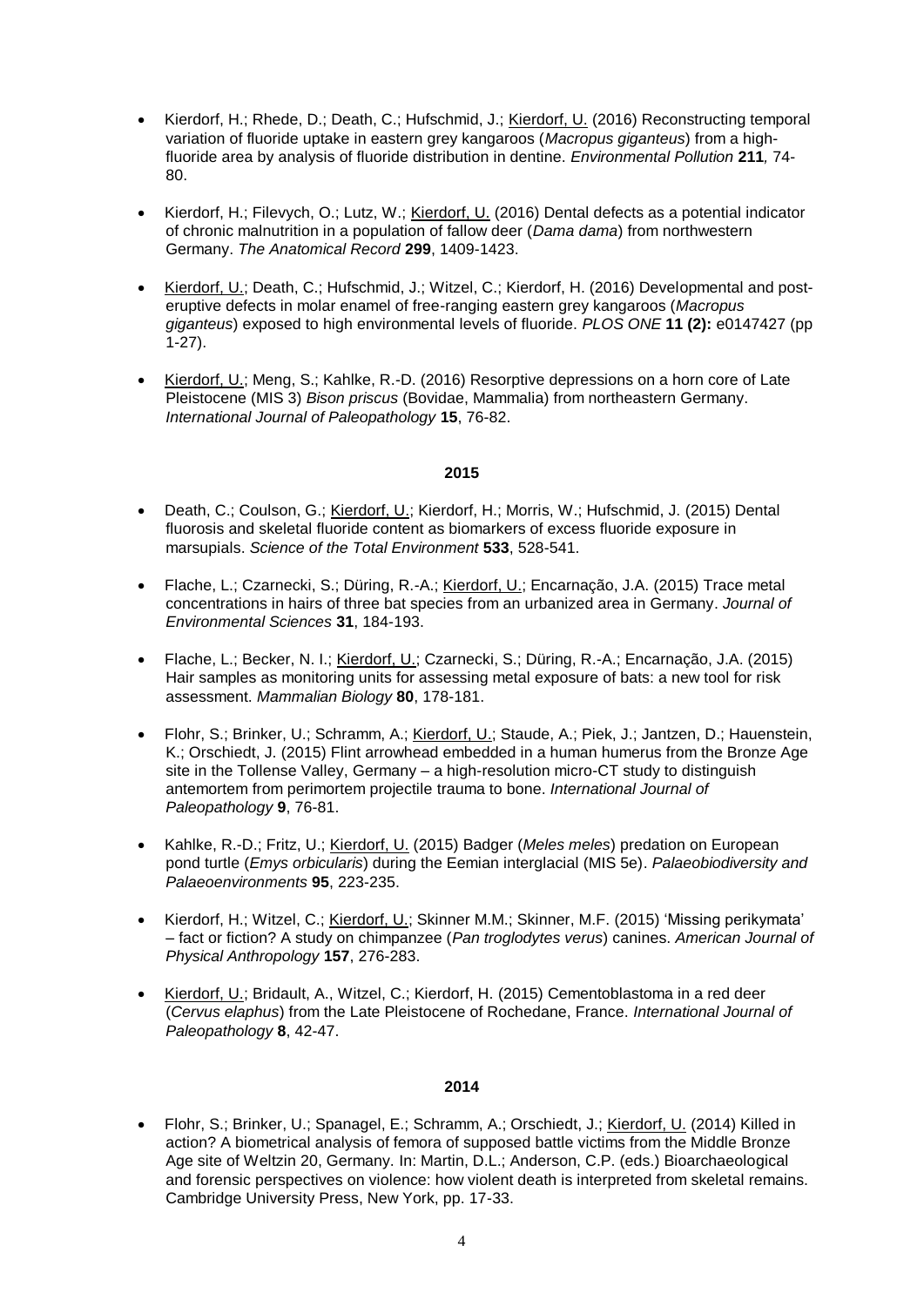- Kierdorf, H.; Rhede, D.; Death, C.; Hufschmid, J.; Kierdorf, U. (2016) Reconstructing temporal variation of fluoride uptake in eastern grey kangaroos (*Macropus giganteus*) from a high-fluoride area by analysis of fluoride distribution in dentine. *Environmental Pollution* **211**, 74-80.

- Kierdorf, H.; Filevych, O.; Lutz, W.; Kierdorf, U. (2016) Dental defects as a potential indicator of chronic malnutrition in a population of fallow deer (*Dama dama*) from northwestern Germany. *The Anatomical Record* **299**, 1409-1423.

- Kierdorf, U.; Death, C.; Hufschmid, J.; Witzel, C.; Kierdorf, H. (2016) Developmental and post-eruptive defects in molar enamel of free-ranging eastern grey kangaroos (*Macropus giganteus*) exposed to high environmental levels of fluoride. *PLOS ONE* **11 (2):** e0147427 (pp 1-27).

- Kierdorf, U.; Meng, S.; Kahlke, R.-D. (2016) Resorptive depressions on a horn core of Late Pleistocene (MIS 3) *Bison priscus* (Bovidae, Mammalia) from northeastern Germany. *International Journal of Paleopathology* **15**, 76-82.

**2015**

- Death, C.; Coulson, G.; Kierdorf, U.; Kierdorf, H.; Morris, W.; Hufschmid, J. (2015) Dental fluorosis and skeletal fluoride content as biomarkers of excess fluoride exposure in marsupials. *Science of the Total Environment* **533**, 528-541.

- Flache, L.; Czarnecki, S.; Düring, R.-A.; Kierdorf, U.; Encarnação, J.A. (2015) Trace metal concentrations in hairs of three bat species from an urbanized area in Germany. *Journal of Environmental Sciences* **31**, 184-193.

- Flache, L.; Becker, N. I.; Kierdorf, U.; Czarnecki, S.; Düring, R.-A.; Encarnação, J.A. (2015) Hair samples as monitoring units for assessing metal exposure of bats: a new tool for risk assessment. *Mammalian Biology* **80**, 178-181.

- Flohr, S.; Brinker, U.; Schramm, A.; Kierdorf, U.; Staude, A.; Piek, J.; Jantzen, D.; Hauenstein, K.; Orschiedt, J. (2015) Flint arrowhead embedded in a human humerus from the Bronze Age site in the Tollense Valley, Germany – a high-resolution micro-CT study to distinguish antemortem from perimortem projectile trauma to bone. *International Journal of Paleopathology* **9**, 76-81.

- Kahlke, R.-D.; Fritz, U.; Kierdorf, U. (2015) Badger (*Meles meles*) predation on European pond turtle (*Emys orbicularis*) during the Eemian interglacial (MIS 5e). *Palaeobiodiversity and Palaeoenvironments* **95**, 223-235.

- Kierdorf, H.; Witzel, C.; Kierdorf, U.; Skinner M.M.; Skinner, M.F. (2015) 'Missing perikymata' – fact or fiction? A study on chimpanzee (*Pan troglodytes verus*) canines. *American Journal of Physical Anthropology* **157**, 276-283.

- Kierdorf, U.; Bridault, A., Witzel, C.; Kierdorf, H. (2015) Cementoblastoma in a red deer (*Cervus elaphus*) from the Late Pleistocene of Rochedane, France. *International Journal of Paleopathology* **8**, 42-47.

**2014**

- Flohr, S.; Brinker, U.; Spanagel, E.; Schramm, A.; Orschiedt, J.; Kierdorf, U. (2014) Killed in action? A biometrical analysis of femora of supposed battle victims from the Middle Bronze Age site of Weltzin 20, Germany. In: Martin, D.L.; Anderson, C.P. (eds.) Bioarchaeological and forensic perspectives on violence: how violent death is interpreted from skeletal remains. Cambridge University Press, New York, pp. 17-33.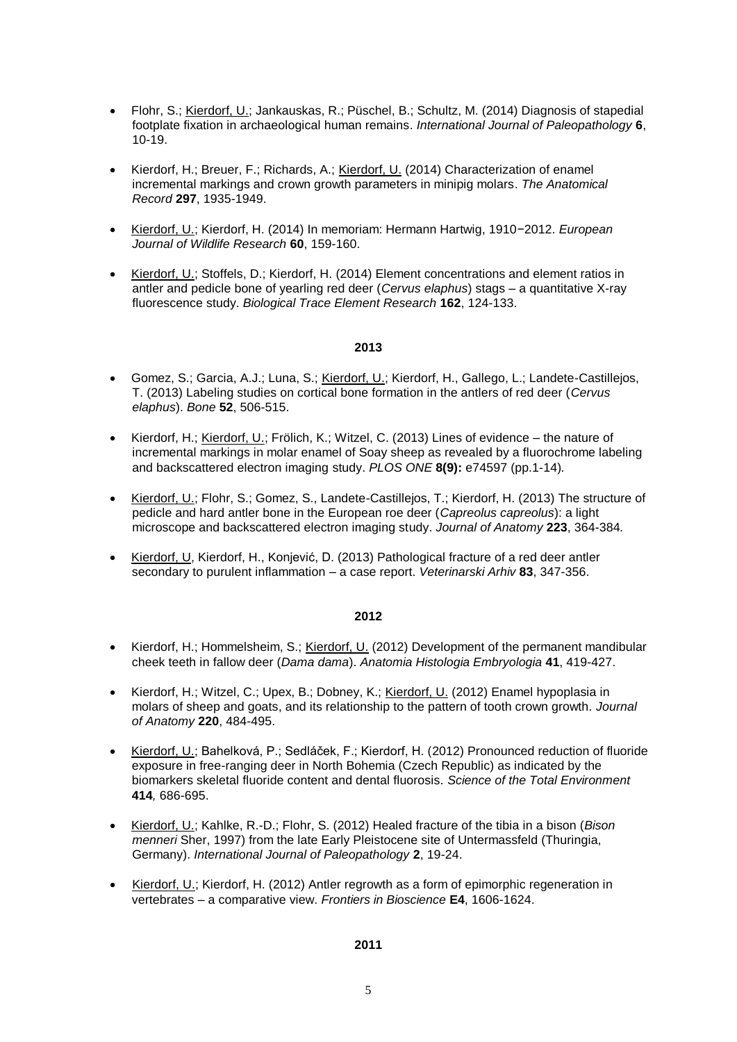- Flohr, S.; Kierdorf, U.; Jankauskas, R.; Püschel, B.; Schultz, M. (2014) Diagnosis of stapedial footplate fixation in archaeological human remains. *International Journal of Paleopathology* **6**, 10-19.

- Kierdorf, H.; Breuer, F.; Richards, A.; Kierdorf, U. (2014) Characterization of enamel incremental markings and crown growth parameters in minipig molars. *The Anatomical Record* **297**, 1935-1949.

- Kierdorf, U.; Kierdorf, H. (2014) In memoriam: Hermann Hartwig, 1910−2012. *European Journal of Wildlife Research* **60**, 159-160.

- Kierdorf, U.; Stoffels, D.; Kierdorf, H. (2014) Element concentrations and element ratios in antler and pedicle bone of yearling red deer (*Cervus elaphus*) stags – a quantitative X-ray fluorescence study. *Biological Trace Element Research* **162**, 124-133.

**2013**

- Gomez, S.; Garcia, A.J.; Luna, S.; Kierdorf, U.; Kierdorf, H., Gallego, L.; Landete-Castillejos, T. (2013) Labeling studies on cortical bone formation in the antlers of red deer (*Cervus elaphus*). *Bone* **52**, 506-515.

- Kierdorf, H.; Kierdorf, U.; Frölich, K.; Witzel, C. (2013) Lines of evidence – the nature of incremental markings in molar enamel of Soay sheep as revealed by a fluorochrome labeling and backscattered electron imaging study. *PLOS ONE* **8(9):** e74597 (pp.1-14).

- Kierdorf, U.; Flohr, S.; Gomez, S., Landete-Castillejos, T.; Kierdorf, H. (2013) The structure of pedicle and hard antler bone in the European roe deer (*Capreolus capreolus*): a light microscope and backscattered electron imaging study. *Journal of Anatomy* **223**, 364-384.

- Kierdorf, U, Kierdorf, H., Konjević, D. (2013) Pathological fracture of a red deer antler secondary to purulent inflammation – a case report. *Veterinarski Arhiv* **83**, 347-356.

**2012**

- Kierdorf, H.; Hommelsheim, S.; Kierdorf, U. (2012) Development of the permanent mandibular cheek teeth in fallow deer (*Dama dama*). *Anatomia Histologia Embryologia* **41**, 419-427.

- Kierdorf, H.; Witzel, C.; Upex, B.; Dobney, K.; Kierdorf, U. (2012) Enamel hypoplasia in molars of sheep and goats, and its relationship to the pattern of tooth crown growth. *Journal of Anatomy* **220**, 484-495.

- Kierdorf, U.; Bahelková, P.; Sedláček, F.; Kierdorf, H. (2012) Pronounced reduction of fluoride exposure in free-ranging deer in North Bohemia (Czech Republic) as indicated by the biomarkers skeletal fluoride content and dental fluorosis. *Science of the Total Environment* **414**, 686-695.

- Kierdorf, U.; Kahlke, R.-D.; Flohr, S. (2012) Healed fracture of the tibia in a bison (*Bison menneri* Sher, 1997) from the late Early Pleistocene site of Untermassfeld (Thuringia, Germany). *International Journal of Paleopathology* **2**, 19-24.

- Kierdorf, U.; Kierdorf, H. (2012) Antler regrowth as a form of epimorphic regeneration in vertebrates – a comparative view. *Frontiers in Bioscience* **E4**, 1606-1624.

**2011**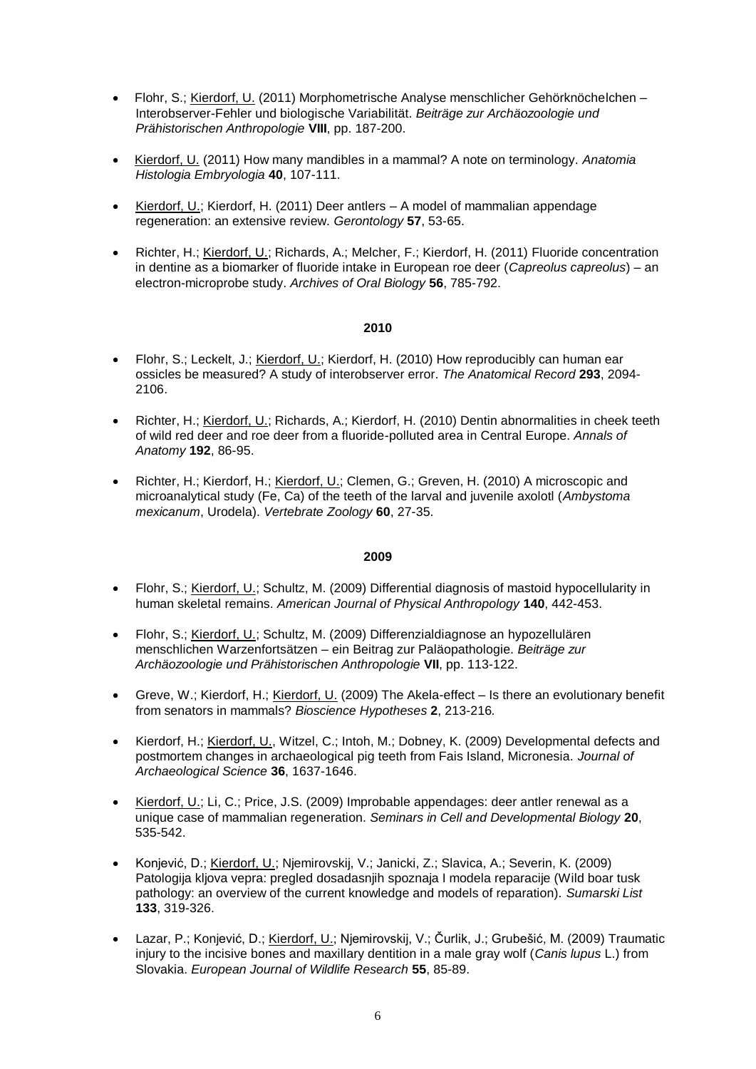- Flohr, S.; Kierdorf, U. (2011) Morphometrische Analyse menschlicher Gehörknöchelchen – Interobserver-Fehler und biologische Variabilität. *Beiträge zur Archäozoologie und Prähistorischen Anthropologie* **VIII**, pp. 187-200.

- Kierdorf, U. (2011) How many mandibles in a mammal? A note on terminology. *Anatomia Histologia Embryologia* **40**, 107-111.

- Kierdorf, U.; Kierdorf, H. (2011) Deer antlers – A model of mammalian appendage regeneration: an extensive review. *Gerontology* **57**, 53-65.

- Richter, H.; Kierdorf, U.; Richards, A.; Melcher, F.; Kierdorf, H. (2011) Fluoride concentration in dentine as a biomarker of fluoride intake in European roe deer (*Capreolus capreolus*) – an electron-microprobe study. *Archives of Oral Biology* **56**, 785-792.

**2010**

- Flohr, S.; Leckelt, J.; Kierdorf, U.; Kierdorf, H. (2010) How reproducibly can human ear ossicles be measured? A study of interobserver error. *The Anatomical Record* **293**, 2094-2106.

- Richter, H.; Kierdorf, U.; Richards, A.; Kierdorf, H. (2010) Dentin abnormalities in cheek teeth of wild red deer and roe deer from a fluoride-polluted area in Central Europe. *Annals of Anatomy* **192**, 86-95.

- Richter, H.; Kierdorf, H.; Kierdorf, U.; Clemen, G.; Greven, H. (2010) A microscopic and microanalytical study (Fe, Ca) of the teeth of the larval and juvenile axolotl (*Ambystoma mexicanum*, Urodela). *Vertebrate Zoology* **60**, 27-35.

**2009**

- Flohr, S.; Kierdorf, U.; Schultz, M. (2009) Differential diagnosis of mastoid hypocellularity in human skeletal remains. *American Journal of Physical Anthropology* **140**, 442-453.

- Flohr, S.; Kierdorf, U.; Schultz, M. (2009) Differenzialdiagnose an hypozellulären menschlichen Warzenfortsätzen – ein Beitrag zur Paläopathologie. *Beiträge zur Archäozoologie und Prähistorischen Anthropologie* **VII**, pp. 113-122.

- Greve, W.; Kierdorf, H.; Kierdorf, U. (2009) The Akela-effect – Is there an evolutionary benefit from senators in mammals? *Bioscience Hypotheses* **2**, 213-216.

- Kierdorf, H.; Kierdorf, U., Witzel, C.; Intoh, M.; Dobney, K. (2009) Developmental defects and postmortem changes in archaeological pig teeth from Fais Island, Micronesia. *Journal of Archaeological Science* **36**, 1637-1646.

- Kierdorf, U.; Li, C.; Price, J.S. (2009) Improbable appendages: deer antler renewal as a unique case of mammalian regeneration. *Seminars in Cell and Developmental Biology* **20**, 535-542.

- Konjević, D.; Kierdorf, U.; Njemirovskij, V.; Janicki, Z.; Slavica, A.; Severin, K. (2009) Patologija kljova vepra: pregled dosadasnjih spoznaja I modela reparacije (Wild boar tusk pathology: an overview of the current knowledge and models of reparation). *Sumarski List* **133**, 319-326.

- Lazar, P.; Konjević, D.; Kierdorf, U.; Njemirovskij, V.; Čurlik, J.; Grubešić, M. (2009) Traumatic injury to the incisive bones and maxillary dentition in a male gray wolf (*Canis lupus* L.) from Slovakia. *European Journal of Wildlife Research* **55**, 85-89.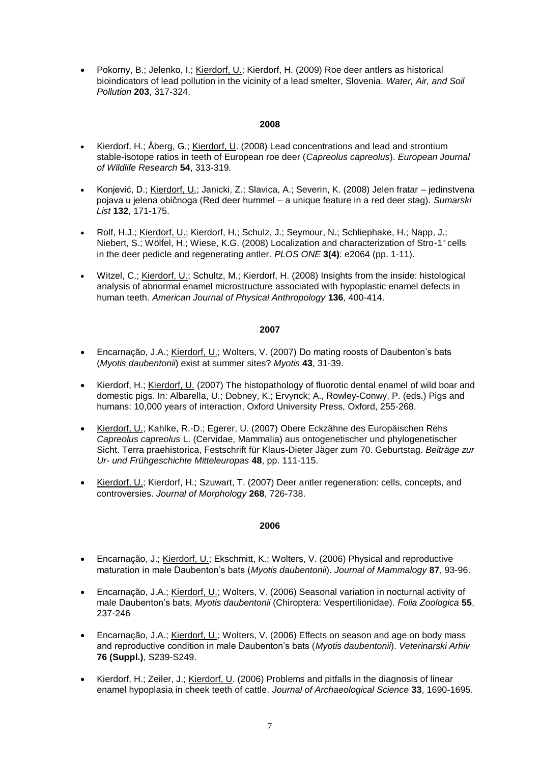- Pokorny, B.; Jelenko, I.; Kierdorf, U.; Kierdorf, H. (2009) Roe deer antlers as historical bioindicators of lead pollution in the vicinity of a lead smelter, Slovenia. *Water, Air, and Soil Pollution* **203**, 317-324.

**2008**

- Kierdorf, H.; Åberg, G.; Kierdorf, U. (2008) Lead concentrations and lead and strontium stable-isotope ratios in teeth of European roe deer (*Capreolus capreolus*). *European Journal of Wildlife Research* **54**, 313-319.

- Konjević, D.; Kierdorf, U.; Janicki, Z.; Slavica, A.; Severin, K. (2008) Jelen fratar – jedinstvena pojava u jelena običnoga (Red deer hummel – a unique feature in a red deer stag). *Sumarski List* **132**, 171-175.

- Rolf, H.J.; Kierdorf, U.; Kierdorf, H.; Schulz, J.; Seymour, N.; Schliephake, H.; Napp, J.; Niebert, S.; Wölfel, H.; Wiese, K.G. (2008) Localization and characterization of Stro-1$^+$ cells in the deer pedicle and regenerating antler. *PLOS ONE* **3(4)**: e2064 (pp. 1-11).

- Witzel, C.; Kierdorf, U.; Schultz, M.; Kierdorf, H. (2008) Insights from the inside: histological analysis of abnormal enamel microstructure associated with hypoplastic enamel defects in human teeth. *American Journal of Physical Anthropology* **136**, 400-414.

**2007**

- Encarnação, J.A.; Kierdorf, U.; Wolters, V. (2007) Do mating roosts of Daubenton's bats (*Myotis daubentonii*) exist at summer sites? *Myotis* **43**, 31-39.

- Kierdorf, H.; Kierdorf, U. (2007) The histopathology of fluorotic dental enamel of wild boar and domestic pigs. In: Albarella, U.; Dobney, K.; Ervynck; A., Rowley-Conwy, P. (eds.) Pigs and humans: 10,000 years of interaction, Oxford University Press, Oxford, 255-268.

- Kierdorf, U.; Kahlke, R.-D.; Egerer, U. (2007) Obere Eckzähne des Europäischen Rehs *Capreolus capreolus* L. (Cervidae, Mammalia) aus ontogenetischer und phylogenetischer Sicht. Terra praehistorica, Festschrift für Klaus-Dieter Jäger zum 70. Geburtstag. *Beiträge zur Ur- und Frühgeschichte Mitteleuropas* **48**, pp. 111-115.

- Kierdorf, U.; Kierdorf, H.; Szuwart, T. (2007) Deer antler regeneration: cells, concepts, and controversies. *Journal of Morphology* **268**, 726-738.

**2006**

- Encarnação, J.; Kierdorf, U.; Ekschmitt, K.; Wolters, V. (2006) Physical and reproductive maturation in male Daubenton's bats (*Myotis daubentonii*). *Journal of Mammalogy* **87**, 93-96.

- Encarnação, J.A.; Kierdorf, U.; Wolters, V. (2006) Seasonal variation in nocturnal activity of male Daubenton's bats, *Myotis daubentonii* (Chiroptera: Vespertilionidae). *Folia Zoologica* **55**, 237-246

- Encarnação, J.A.; Kierdorf, U.; Wolters, V. (2006) Effects on season and age on body mass and reproductive condition in male Daubenton's bats (*Myotis daubentonii*). *Veterinarski Arhiv* **76 (Suppl.)**, S239-S249.

- Kierdorf, H.; Zeiler, J.; Kierdorf, U. (2006) Problems and pitfalls in the diagnosis of linear enamel hypoplasia in cheek teeth of cattle. *Journal of Archaeological Science* **33**, 1690-1695.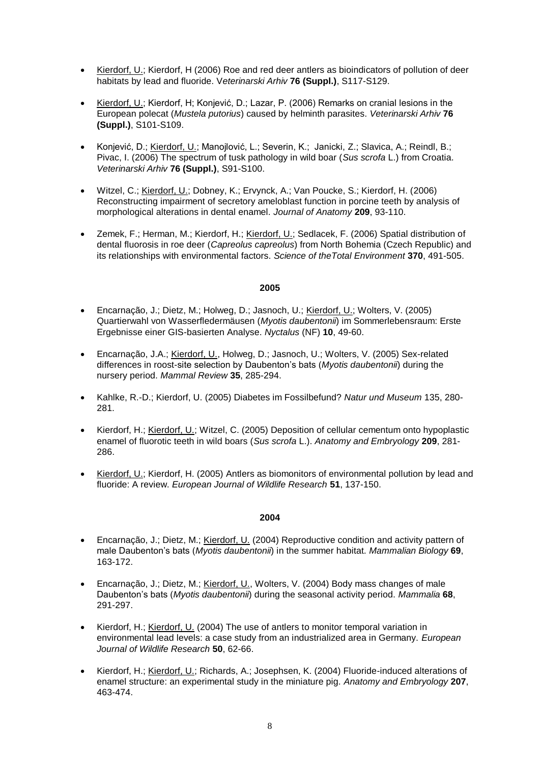- Kierdorf, U.; Kierdorf, H (2006) Roe and red deer antlers as bioindicators of pollution of deer habitats by lead and fluoride. V*eterinarski Arhiv* **76 (Suppl.)**, S117-S129.

- Kierdorf, U.; Kierdorf, H; Konjević, D.; Lazar, P. (2006) Remarks on cranial lesions in the European polecat (*Mustela putorius*) caused by helminth parasites. *Veterinarski Arhiv* **76 (Suppl.)**, S101-S109.

- Konjević, D.; Kierdorf, U.; Manojlović, L.; Severin, K.; Janicki, Z.; Slavica, A.; Reindl, B.; Pivac, I. (2006) The spectrum of tusk pathology in wild boar (*Sus scrofa* L.) from Croatia. *Veterinarski Arhiv* **76 (Suppl.)**, S91-S100.

- Witzel, C.; Kierdorf, U.; Dobney, K.; Ervynck, A.; Van Poucke, S.; Kierdorf, H. (2006) Reconstructing impairment of secretory ameloblast function in porcine teeth by analysis of morphological alterations in dental enamel. *Journal of Anatomy* **209**, 93-110.

- Zemek, F.; Herman, M.; Kierdorf, H.; Kierdorf, U.; Sedlacek, F. (2006) Spatial distribution of dental fluorosis in roe deer (*Capreolus capreolus*) from North Bohemia (Czech Republic) and its relationships with environmental factors. *Science of theTotal Environment* **370**, 491-505.

**2005**

- Encarnação, J.; Dietz, M.; Holweg, D.; Jasnoch, U.; Kierdorf, U.; Wolters, V. (2005) Quartierwahl von Wasserfledermäusen (*Myotis daubentonii*) im Sommerlebensraum: Erste Ergebnisse einer GIS-basierten Analyse. *Nyctalus* (NF) **10**, 49-60.

- Encarnação, J.A.; Kierdorf, U., Holweg, D.; Jasnoch, U.; Wolters, V. (2005) Sex-related differences in roost-site selection by Daubenton's bats (*Myotis daubentonii*) during the nursery period. *Mammal Review* **35**, 285-294.

- Kahlke, R.-D.; Kierdorf, U. (2005) Diabetes im Fossilbefund? *Natur und Museum* 135, 280-281.

- Kierdorf, H.; Kierdorf, U.; Witzel, C. (2005) Deposition of cellular cementum onto hypoplastic enamel of fluorotic teeth in wild boars (*Sus scrofa* L.). *Anatomy and Embryology* **209**, 281-286.

- Kierdorf, U.; Kierdorf, H. (2005) Antlers as biomonitors of environmental pollution by lead and fluoride: A review. *European Journal of Wildlife Research* **51**, 137-150.

**2004**

- Encarnação, J.; Dietz, M.; Kierdorf, U. (2004) Reproductive condition and activity pattern of male Daubenton's bats (*Myotis daubentonii*) in the summer habitat. *Mammalian Biology* **69**, 163-172.

- Encarnação, J.; Dietz, M.; Kierdorf, U., Wolters, V. (2004) Body mass changes of male Daubenton's bats (*Myotis daubentonii*) during the seasonal activity period. *Mammalia* **68**, 291-297.

- Kierdorf, H.; Kierdorf, U. (2004) The use of antlers to monitor temporal variation in environmental lead levels: a case study from an industrialized area in Germany. *European Journal of Wildlife Research* **50**, 62-66.

- Kierdorf, H.; Kierdorf, U.; Richards, A.; Josephsen, K. (2004) Fluoride-induced alterations of enamel structure: an experimental study in the miniature pig. *Anatomy and Embryology* **207**, 463-474.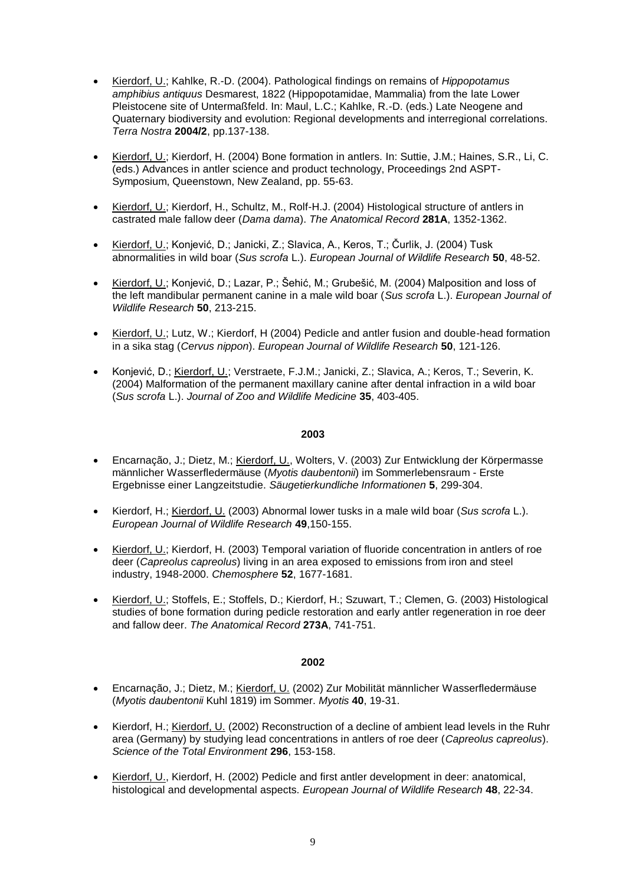- <u>Kierdorf, U.</u>; Kahlke, R.-D. (2004). Pathological findings on remains of *Hippopotamus amphibius antiquus* Desmarest, 1822 (Hippopotamidae, Mammalia) from the late Lower Pleistocene site of Untermaßfeld. In: Maul, L.C.; Kahlke, R.-D. (eds.) Late Neogene and Quaternary biodiversity and evolution: Regional developments and interregional correlations. *Terra Nostra* **2004/2**, pp.137-138.

- <u>Kierdorf, U.</u>; Kierdorf, H. (2004) Bone formation in antlers. In: Suttie, J.M.; Haines, S.R., Li, C. (eds.) Advances in antler science and product technology, Proceedings 2nd ASPT-Symposium, Queenstown, New Zealand, pp. 55-63.

- <u>Kierdorf, U.</u>; Kierdorf, H., Schultz, M., Rolf-H.J. (2004) Histological structure of antlers in castrated male fallow deer (*Dama dama*). *The Anatomical Record* **281A**, 1352-1362.

- <u>Kierdorf, U.</u>; Konjević, D.; Janicki, Z.; Slavica, A., Keros, T.; Čurlik, J. (2004) Tusk abnormalities in wild boar (*Sus scrofa* L.). *European Journal of Wildlife Research* **50**, 48-52.

- <u>Kierdorf, U.</u>; Konjević, D.; Lazar, P.; Šehić, M.; Grubešić, M. (2004) Malposition and loss of the left mandibular permanent canine in a male wild boar (*Sus scrofa* L.). *European Journal of Wildlife Research* **50**, 213-215.

- <u>Kierdorf, U.</u>; Lutz, W.; Kierdorf, H (2004) Pedicle and antler fusion and double-head formation in a sika stag (*Cervus nippon*). *European Journal of Wildlife Research* **50**, 121-126.

- Konjević, D.; <u>Kierdorf, U.</u>; Verstraete, F.J.M.; Janicki, Z.; Slavica, A.; Keros, T.; Severin, K. (2004) Malformation of the permanent maxillary canine after dental infraction in a wild boar (*Sus scrofa* L.). *Journal of Zoo and Wildlife Medicine* **35**, 403-405.

**2003**

- Encarnação, J.; Dietz, M.; <u>Kierdorf, U.</u>, Wolters, V. (2003) Zur Entwicklung der Körpermasse männlicher Wasserfledermäuse (*Myotis daubentonii*) im Sommerlebensraum - Erste Ergebnisse einer Langzeitstudie. *Säugetierkundliche Informationen* **5**, 299-304.

- Kierdorf, H.; <u>Kierdorf, U.</u> (2003) Abnormal lower tusks in a male wild boar (*Sus scrofa* L.). *European Journal of Wildlife Research* **49**,150-155.

- <u>Kierdorf, U.</u>; Kierdorf, H. (2003) Temporal variation of fluoride concentration in antlers of roe deer (*Capreolus capreolus*) living in an area exposed to emissions from iron and steel industry, 1948-2000. *Chemosphere* **52**, 1677-1681.

- <u>Kierdorf, U.</u>; Stoffels, E.; Stoffels, D.; Kierdorf, H.; Szuwart, T.; Clemen, G. (2003) Histological studies of bone formation during pedicle restoration and early antler regeneration in roe deer and fallow deer. *The Anatomical Record* **273A**, 741-751.

**2002**

- Encarnação, J.; Dietz, M.; <u>Kierdorf, U.</u> (2002) Zur Mobilität männlicher Wasserfledermäuse (*Myotis daubentonii* Kuhl 1819) im Sommer. *Myotis* **40**, 19-31.

- Kierdorf, H.; <u>Kierdorf, U.</u> (2002) Reconstruction of a decline of ambient lead levels in the Ruhr area (Germany) by studying lead concentrations in antlers of roe deer (*Capreolus capreolus*). *Science of the Total Environment* **296**, 153-158.

- <u>Kierdorf, U.</u>, Kierdorf, H. (2002) Pedicle and first antler development in deer: anatomical, histological and developmental aspects. *European Journal of Wildlife Research* **48**, 22-34.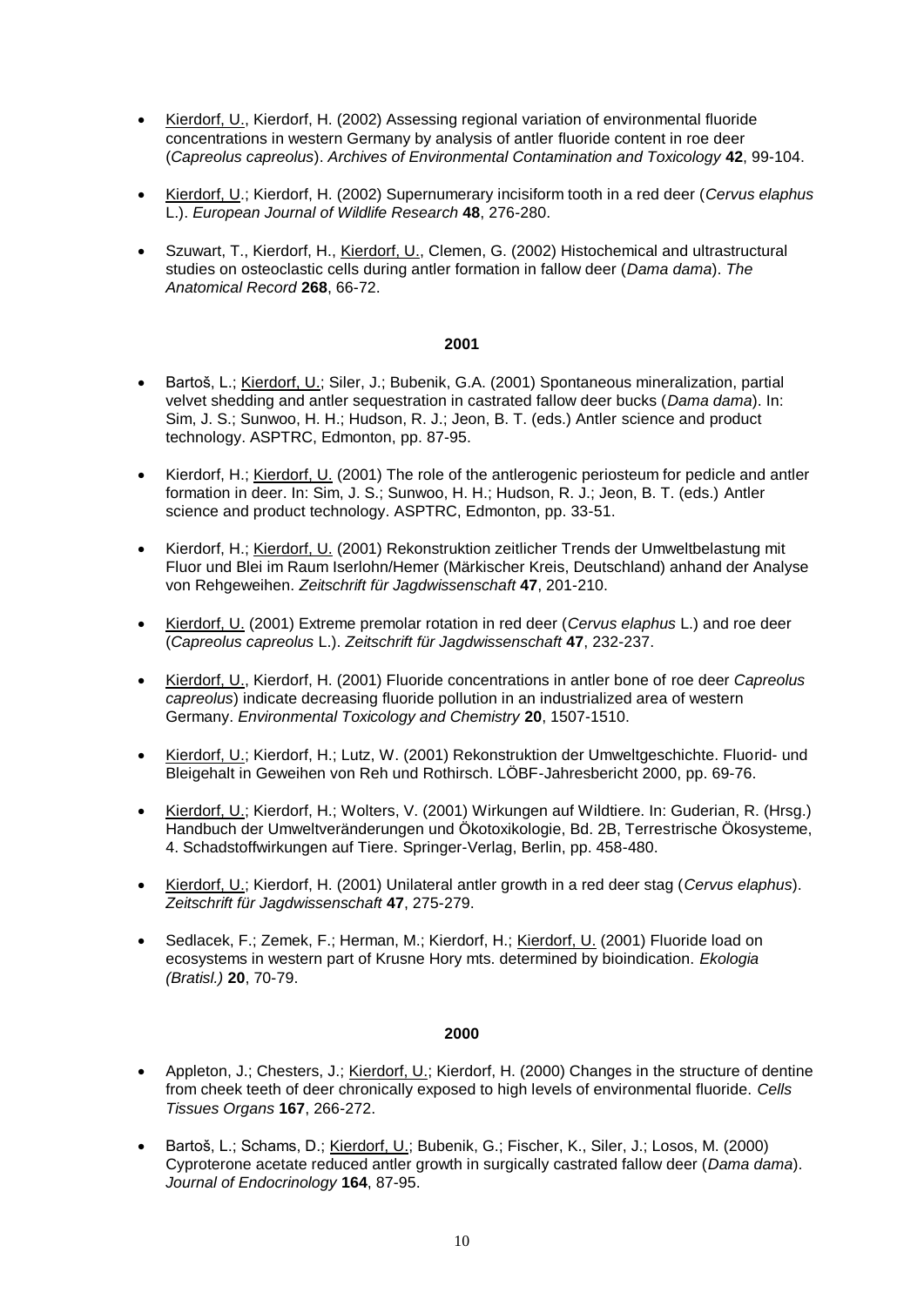- Kierdorf, U., Kierdorf, H. (2002) Assessing regional variation of environmental fluoride concentrations in western Germany by analysis of antler fluoride content in roe deer (*Capreolus capreolus*). *Archives of Environmental Contamination and Toxicology* **42**, 99-104.

- Kierdorf, U.; Kierdorf, H. (2002) Supernumerary incisiform tooth in a red deer (*Cervus elaphus* L.). *European Journal of Wildlife Research* **48**, 276-280.

- Szuwart, T., Kierdorf, H., Kierdorf, U., Clemen, G. (2002) Histochemical and ultrastructural studies on osteoclastic cells during antler formation in fallow deer (*Dama dama*). *The Anatomical Record* **268**, 66-72.

**2001**

- Bartoš, L.; Kierdorf, U.; Siler, J.; Bubenik, G.A. (2001) Spontaneous mineralization, partial velvet shedding and antler sequestration in castrated fallow deer bucks (*Dama dama*). In: Sim, J. S.; Sunwoo, H. H.; Hudson, R. J.; Jeon, B. T. (eds.) Antler science and product technology. ASPTRC, Edmonton, pp. 87-95.

- Kierdorf, H.; Kierdorf, U. (2001) The role of the antlerogenic periosteum for pedicle and antler formation in deer. In: Sim, J. S.; Sunwoo, H. H.; Hudson, R. J.; Jeon, B. T. (eds.) Antler science and product technology. ASPTRC, Edmonton, pp. 33-51.

- Kierdorf, H.; Kierdorf, U. (2001) Rekonstruktion zeitlicher Trends der Umweltbelastung mit Fluor und Blei im Raum Iserlohn/Hemer (Märkischer Kreis, Deutschland) anhand der Analyse von Rehgeweihen. *Zeitschrift für Jagdwissenschaft* **47**, 201-210.

- Kierdorf, U. (2001) Extreme premolar rotation in red deer (*Cervus elaphus* L.) and roe deer (*Capreolus capreolus* L.). *Zeitschrift für Jagdwissenschaft* **47**, 232-237.

- Kierdorf, U., Kierdorf, H. (2001) Fluoride concentrations in antler bone of roe deer *Capreolus capreolus*) indicate decreasing fluoride pollution in an industrialized area of western Germany. *Environmental Toxicology and Chemistry* **20**, 1507-1510.

- Kierdorf, U.; Kierdorf, H.; Lutz, W. (2001) Rekonstruktion der Umweltgeschichte. Fluorid- und Bleigehalt in Geweihen von Reh und Rothirsch. LÖBF-Jahresbericht 2000, pp. 69-76.

- Kierdorf, U.; Kierdorf, H.; Wolters, V. (2001) Wirkungen auf Wildtiere. In: Guderian, R. (Hrsg.) Handbuch der Umweltveränderungen und Ökotoxikologie, Bd. 2B, Terrestrische Ökosysteme, 4. Schadstoffwirkungen auf Tiere. Springer-Verlag, Berlin, pp. 458-480.

- Kierdorf, U.; Kierdorf, H. (2001) Unilateral antler growth in a red deer stag (*Cervus elaphus*). *Zeitschrift für Jagdwissenschaft* **47**, 275-279.

- Sedlacek, F.; Zemek, F.; Herman, M.; Kierdorf, H.; Kierdorf, U. (2001) Fluoride load on ecosystems in western part of Krusne Hory mts. determined by bioindication. *Ekologia (Bratisl.)* **20**, 70-79.

**2000**

- Appleton, J.; Chesters, J.; Kierdorf, U.; Kierdorf, H. (2000) Changes in the structure of dentine from cheek teeth of deer chronically exposed to high levels of environmental fluoride. *Cells Tissues Organs* **167**, 266-272.

- Bartoš, L.; Schams, D.; Kierdorf, U.; Bubenik, G.; Fischer, K., Siler, J.; Losos, M. (2000) Cyproterone acetate reduced antler growth in surgically castrated fallow deer (*Dama dama*). *Journal of Endocrinology* **164**, 87-95.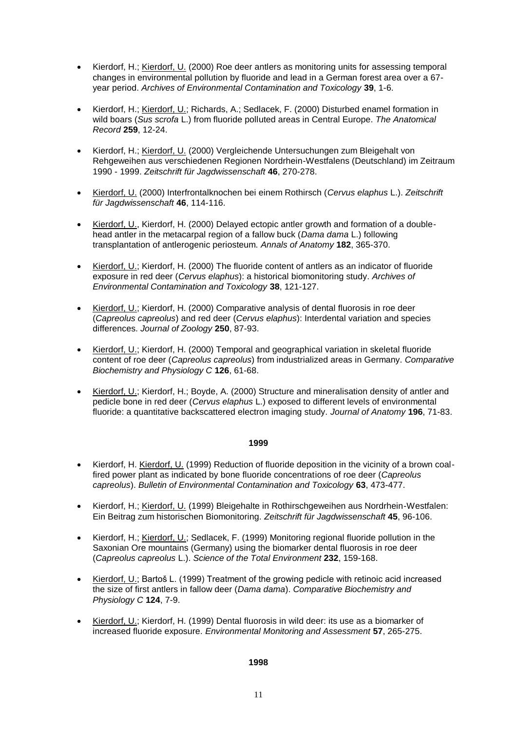- Kierdorf, H.; Kierdorf, U. (2000) Roe deer antlers as monitoring units for assessing temporal changes in environmental pollution by fluoride and lead in a German forest area over a 67-year period. *Archives of Environmental Contamination and Toxicology* **39**, 1-6.

- Kierdorf, H.; Kierdorf, U.; Richards, A.; Sedlacek, F. (2000) Disturbed enamel formation in wild boars (*Sus scrofa* L.) from fluoride polluted areas in Central Europe. *The Anatomical Record* **259**, 12-24.

- Kierdorf, H.; Kierdorf, U. (2000) Vergleichende Untersuchungen zum Bleigehalt von Rehgeweihen aus verschiedenen Regionen Nordrhein-Westfalens (Deutschland) im Zeitraum 1990 - 1999. *Zeitschrift für Jagdwissenschaft* **46**, 270-278.

- Kierdorf, U. (2000) Interfrontalknochen bei einem Rothirsch (*Cervus elaphus* L.). *Zeitschrift für Jagdwissenschaft* **46**, 114-116.

- Kierdorf, U., Kierdorf, H. (2000) Delayed ectopic antler growth and formation of a double-head antler in the metacarpal region of a fallow buck (*Dama dama* L.) following transplantation of antlerogenic periosteum. *Annals of Anatomy* **182**, 365-370.

- Kierdorf, U.; Kierdorf, H. (2000) The fluoride content of antlers as an indicator of fluoride exposure in red deer (*Cervus elaphus*): a historical biomonitoring study. *Archives of Environmental Contamination and Toxicology* **38**, 121-127.

- Kierdorf, U.; Kierdorf, H. (2000) Comparative analysis of dental fluorosis in roe deer (*Capreolus capreolus*) and red deer (*Cervus elaphus*): Interdental variation and species differences. *Journal of Zoology* **250**, 87-93.

- Kierdorf, U.; Kierdorf, H. (2000) Temporal and geographical variation in skeletal fluoride content of roe deer (*Capreolus capreolus*) from industrialized areas in Germany. *Comparative Biochemistry and Physiology C* **126**, 61-68.

- Kierdorf, U.; Kierdorf, H.; Boyde, A. (2000) Structure and mineralisation density of antler and pedicle bone in red deer (*Cervus elaphus* L.) exposed to different levels of environmental fluoride: a quantitative backscattered electron imaging study. *Journal of Anatomy* **196**, 71-83.

**1999**

- Kierdorf, H. Kierdorf, U. (1999) Reduction of fluoride deposition in the vicinity of a brown coal-fired power plant as indicated by bone fluoride concentrations of roe deer (*Capreolus capreolus*). *Bulletin of Environmental Contamination and Toxicology* **63**, 473-477.

- Kierdorf, H.; Kierdorf, U. (1999) Bleigehalte in Rothirschgeweihen aus Nordrhein-Westfalen: Ein Beitrag zum historischen Biomonitoring. *Zeitschrift für Jagdwissenschaft* **45**, 96-106.

- Kierdorf, H.; Kierdorf, U.; Sedlacek, F. (1999) Monitoring regional fluoride pollution in the Saxonian Ore mountains (Germany) using the biomarker dental fluorosis in roe deer (*Capreolus capreolus* L.). *Science of the Total Environment* **232**, 159-168.

- Kierdorf, U.; Bartoš L. (1999) Treatment of the growing pedicle with retinoic acid increased the size of first antlers in fallow deer (*Dama dama*). *Comparative Biochemistry and Physiology C* **124**, 7-9.

- Kierdorf, U.; Kierdorf, H. (1999) Dental fluorosis in wild deer: its use as a biomarker of increased fluoride exposure. *Environmental Monitoring and Assessment* **57**, 265-275.

**1998**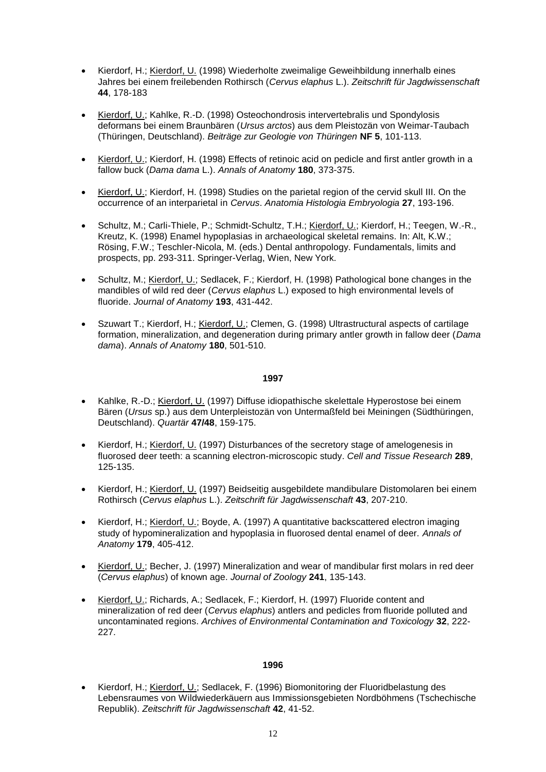- Kierdorf, H.; <u>Kierdorf, U.</u> (1998) Wiederholte zweimalige Geweihbildung innerhalb eines Jahres bei einem freilebenden Rothirsch (*Cervus elaphus* L.). *Zeitschrift für Jagdwissenschaft* **44**, 178-183

- <u>Kierdorf, U.</u>; Kahlke, R.-D. (1998) Osteochondrosis intervertebralis und Spondylosis deformans bei einem Braunbären (*Ursus arctos*) aus dem Pleistozän von Weimar-Taubach (Thüringen, Deutschland). *Beiträge zur Geologie von Thüringen* **NF 5**, 101-113.

- <u>Kierdorf, U.</u>; Kierdorf, H. (1998) Effects of retinoic acid on pedicle and first antler growth in a fallow buck (*Dama dama* L.). *Annals of Anatomy* **180**, 373-375.

- <u>Kierdorf, U.</u>; Kierdorf, H. (1998) Studies on the parietal region of the cervid skull III. On the occurrence of an interparietal in *Cervus*. *Anatomia Histologia Embryologia* **27**, 193-196.

- Schultz, M.; Carli-Thiele, P.; Schmidt-Schultz, T.H.; <u>Kierdorf, U.</u>; Kierdorf, H.; Teegen, W.-R., Kreutz, K. (1998) Enamel hypoplasias in archaeological skeletal remains. In: Alt, K.W.; Rösing, F.W.; Teschler-Nicola, M. (eds.) Dental anthropology. Fundamentals, limits and prospects, pp. 293-311. Springer-Verlag, Wien, New York.

- Schultz, M.; <u>Kierdorf, U.</u>; Sedlacek, F.; Kierdorf, H. (1998) Pathological bone changes in the mandibles of wild red deer (*Cervus elaphus* L.) exposed to high environmental levels of fluoride. *Journal of Anatomy* **193**, 431-442.

- Szuwart T.; Kierdorf, H.; <u>Kierdorf, U.</u>; Clemen, G. (1998) Ultrastructural aspects of cartilage formation, mineralization, and degeneration during primary antler growth in fallow deer (*Dama dama*). *Annals of Anatomy* **180**, 501-510.

**1997**

- Kahlke, R.-D.; <u>Kierdorf, U.</u> (1997) Diffuse idiopathische skelettale Hyperostose bei einem Bären (*Ursus* sp.) aus dem Unterpleistozän von Untermaßfeld bei Meiningen (Südthüringen, Deutschland). *Quartär* **47/48**, 159-175.

- Kierdorf, H.; <u>Kierdorf, U.</u> (1997) Disturbances of the secretory stage of amelogenesis in fluorosed deer teeth: a scanning electron-microscopic study. *Cell and Tissue Research* **289**, 125-135.

- Kierdorf, H.; <u>Kierdorf, U.</u> (1997) Beidseitig ausgebildete mandibulare Distomolaren bei einem Rothirsch (*Cervus elaphus* L.). *Zeitschrift für Jagdwissenschaft* **43**, 207-210.

- Kierdorf, H.; <u>Kierdorf, U.</u>; Boyde, A. (1997) A quantitative backscattered electron imaging study of hypomineralization and hypoplasia in fluorosed dental enamel of deer. *Annals of Anatomy* **179**, 405-412.

- <u>Kierdorf, U.</u>; Becher, J. (1997) Mineralization and wear of mandibular first molars in red deer (*Cervus elaphus*) of known age. *Journal of Zoology* **241**, 135-143.

- <u>Kierdorf, U.</u>; Richards, A.; Sedlacek, F.; Kierdorf, H. (1997) Fluoride content and mineralization of red deer (*Cervus elaphus*) antlers and pedicles from fluoride polluted and uncontaminated regions. *Archives of Environmental Contamination and Toxicology* **32**, 222-227.

**1996**

- Kierdorf, H.; <u>Kierdorf, U.</u>; Sedlacek, F. (1996) Biomonitoring der Fluoridbelastung des Lebensraumes von Wildwiederkäuern aus Immissionsgebieten Nordböhmens (Tschechische Republik). *Zeitschrift für Jagdwissenschaft* **42**, 41-52.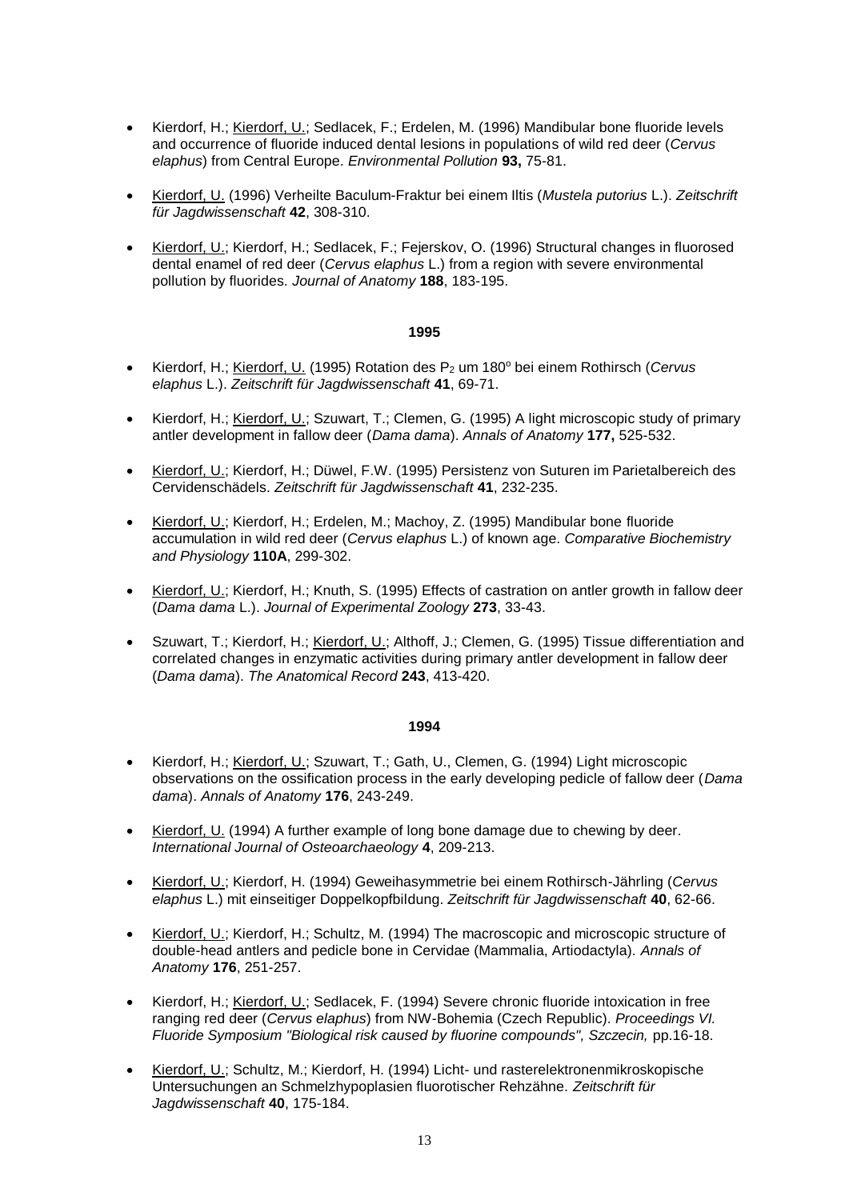- Kierdorf, H.; <u>Kierdorf, U.</u>; Sedlacek, F.; Erdelen, M. (1996) Mandibular bone fluoride levels and occurrence of fluoride induced dental lesions in populations of wild red deer (*Cervus elaphus*) from Central Europe. *Environmental Pollution* **93,** 75-81.

- <u>Kierdorf, U.</u> (1996) Verheilte Baculum-Fraktur bei einem Iltis (*Mustela putorius* L.). *Zeitschrift für Jagdwissenschaft* **42**, 308-310.

- <u>Kierdorf, U.</u>; Kierdorf, H.; Sedlacek, F.; Fejerskov, O. (1996) Structural changes in fluorosed dental enamel of red deer (*Cervus elaphus* L.) from a region with severe environmental pollution by fluorides. *Journal of Anatomy* **188**, 183-195.

**1995**

- Kierdorf, H.; <u>Kierdorf, U.</u> (1995) Rotation des $P_2$ um 180° bei einem Rothirsch (*Cervus elaphus* L.). *Zeitschrift für Jagdwissenschaft* **41**, 69-71.

- Kierdorf, H.; <u>Kierdorf, U.</u>; Szuwart, T.; Clemen, G. (1995) A light microscopic study of primary antler development in fallow deer (*Dama dama*). *Annals of Anatomy* **177,** 525-532.

- <u>Kierdorf, U.</u>; Kierdorf, H.; Düwel, F.W. (1995) Persistenz von Suturen im Parietalbereich des Cervidenschädels. *Zeitschrift für Jagdwissenschaft* **41**, 232-235.

- <u>Kierdorf, U.</u>; Kierdorf, H.; Erdelen, M.; Machoy, Z. (1995) Mandibular bone fluoride accumulation in wild red deer (*Cervus elaphus* L.) of known age. *Comparative Biochemistry and Physiology* **110A**, 299-302.

- <u>Kierdorf, U.</u>; Kierdorf, H.; Knuth, S. (1995) Effects of castration on antler growth in fallow deer (*Dama dama* L.). *Journal of Experimental Zoology* **273**, 33-43.

- Szuwart, T.; Kierdorf, H.; <u>Kierdorf, U.</u>; Althoff, J.; Clemen, G. (1995) Tissue differentiation and correlated changes in enzymatic activities during primary antler development in fallow deer (*Dama dama*). *The Anatomical Record* **243**, 413-420.

**1994**

- Kierdorf, H.; <u>Kierdorf, U.</u>; Szuwart, T.; Gath, U., Clemen, G. (1994) Light microscopic observations on the ossification process in the early developing pedicle of fallow deer (*Dama dama*). *Annals of Anatomy* **176**, 243-249.

- <u>Kierdorf, U.</u> (1994) A further example of long bone damage due to chewing by deer. *International Journal of Osteoarchaeology* **4**, 209-213.

- <u>Kierdorf, U.</u>; Kierdorf, H. (1994) Geweihasymmetrie bei einem Rothirsch-Jährling (*Cervus elaphus* L.) mit einseitiger Doppelkopfbildung. *Zeitschrift für Jagdwissenschaft* **40**, 62-66.

- <u>Kierdorf, U.</u>; Kierdorf, H.; Schultz, M. (1994) The macroscopic and microscopic structure of double-head antlers and pedicle bone in Cervidae (Mammalia, Artiodactyla). *Annals of Anatomy* **176**, 251-257.

- Kierdorf, H.; <u>Kierdorf, U.</u>; Sedlacek, F. (1994) Severe chronic fluoride intoxication in free ranging red deer (*Cervus elaphus*) from NW-Bohemia (Czech Republic). *Proceedings VI. Fluoride Symposium "Biological risk caused by fluorine compounds", Szczecin,* pp.16-18.

- <u>Kierdorf, U.</u>; Schultz, M.; Kierdorf, H. (1994) Licht- und rasterelektronenmikroskopische Untersuchungen an Schmelzhypoplasien fluorotischer Rehzähne. *Zeitschrift für Jagdwissenschaft* **40**, 175-184.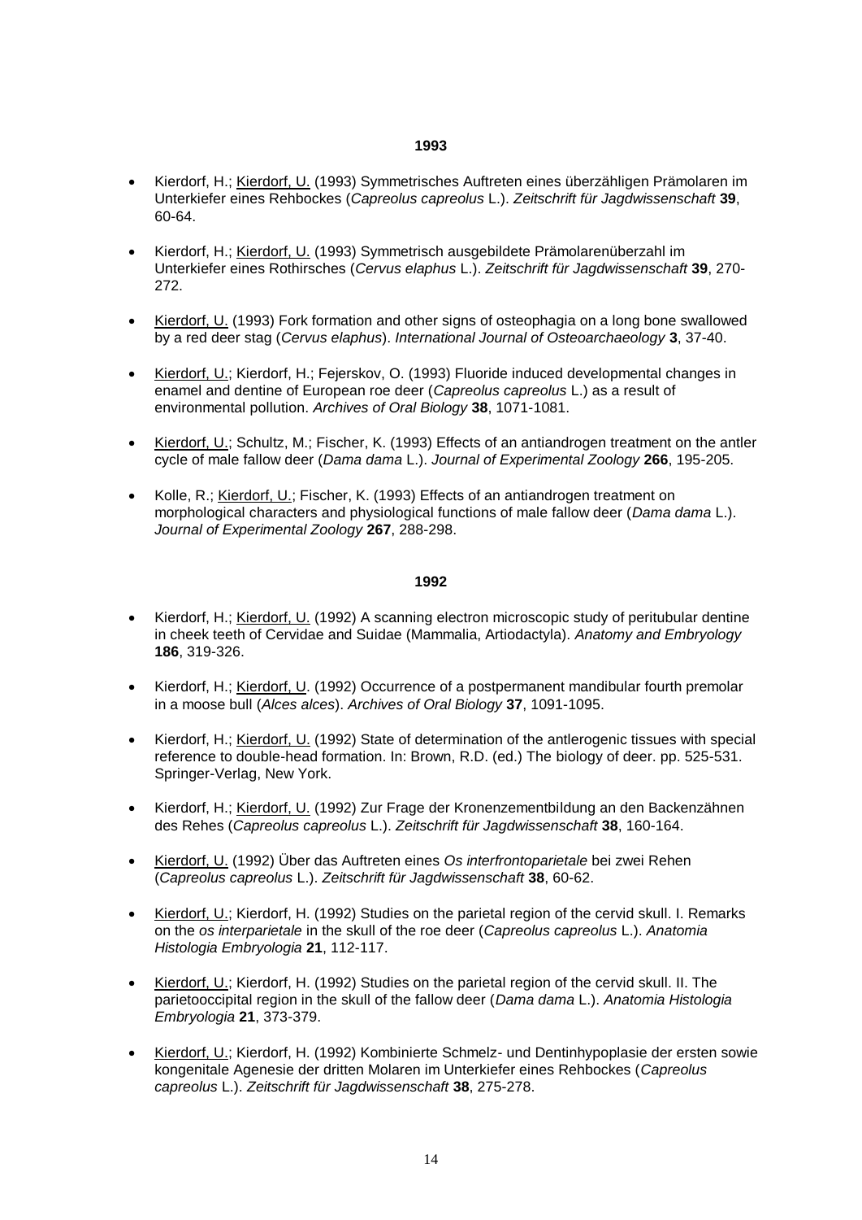**1993**

- Kierdorf, H.; <u>Kierdorf, U.</u> (1993) Symmetrisches Auftreten eines überzähligen Prämolaren im Unterkiefer eines Rehbockes (*Capreolus capreolus* L.). *Zeitschrift für Jagdwissenschaft* **39**, 60-64.

- Kierdorf, H.; <u>Kierdorf, U.</u> (1993) Symmetrisch ausgebildete Prämolarenüberzahl im Unterkiefer eines Rothirsches (*Cervus elaphus* L.). *Zeitschrift für Jagdwissenschaft* **39**, 270-272.

- <u>Kierdorf, U.</u> (1993) Fork formation and other signs of osteophagia on a long bone swallowed by a red deer stag (*Cervus elaphus*). *International Journal of Osteoarchaeology* **3**, 37-40.

- <u>Kierdorf, U.</u>; Kierdorf, H.; Fejerskov, O. (1993) Fluoride induced developmental changes in enamel and dentine of European roe deer (*Capreolus capreolus* L.) as a result of environmental pollution. *Archives of Oral Biology* **38**, 1071-1081.

- <u>Kierdorf, U.</u>; Schultz, M.; Fischer, K. (1993) Effects of an antiandrogen treatment on the antler cycle of male fallow deer (*Dama dama* L.). *Journal of Experimental Zoology* **266**, 195-205.

- Kolle, R.; <u>Kierdorf, U.</u>; Fischer, K. (1993) Effects of an antiandrogen treatment on morphological characters and physiological functions of male fallow deer (*Dama dama* L.). *Journal of Experimental Zoology* **267**, 288-298.

**1992**

- Kierdorf, H.; <u>Kierdorf, U.</u> (1992) A scanning electron microscopic study of peritubular dentine in cheek teeth of Cervidae and Suidae (Mammalia, Artiodactyla). *Anatomy and Embryology* **186**, 319-326.

- Kierdorf, H.; <u>Kierdorf, U</u>. (1992) Occurrence of a postpermanent mandibular fourth premolar in a moose bull (*Alces alces*). *Archives of Oral Biology* **37**, 1091-1095.

- Kierdorf, H.; <u>Kierdorf, U.</u> (1992) State of determination of the antlerogenic tissues with special reference to double-head formation. In: Brown, R.D. (ed.) The biology of deer. pp. 525-531. Springer-Verlag, New York.

- Kierdorf, H.; <u>Kierdorf, U.</u> (1992) Zur Frage der Kronenzementbildung an den Backenzähnen des Rehes (*Capreolus capreolus* L.). *Zeitschrift für Jagdwissenschaft* **38**, 160-164.

- <u>Kierdorf, U.</u> (1992) Über das Auftreten eines *Os interfrontoparietale* bei zwei Rehen (*Capreolus capreolus* L.). *Zeitschrift für Jagdwissenschaft* **38**, 60-62.

- <u>Kierdorf, U.</u>; Kierdorf, H. (1992) Studies on the parietal region of the cervid skull. I. Remarks on the *os interparietale* in the skull of the roe deer (*Capreolus capreolus* L.). *Anatomia Histologia Embryologia* **21**, 112-117.

- <u>Kierdorf, U.</u>; Kierdorf, H. (1992) Studies on the parietal region of the cervid skull. II. The parietooccipital region in the skull of the fallow deer (*Dama dama* L.). *Anatomia Histologia Embryologia* **21**, 373-379.

- <u>Kierdorf, U.</u>; Kierdorf, H. (1992) Kombinierte Schmelz- und Dentinhypoplasie der ersten sowie kongenitale Agenesie der dritten Molaren im Unterkiefer eines Rehbockes (*Capreolus capreolus* L.). *Zeitschrift für Jagdwissenschaft* **38**, 275-278.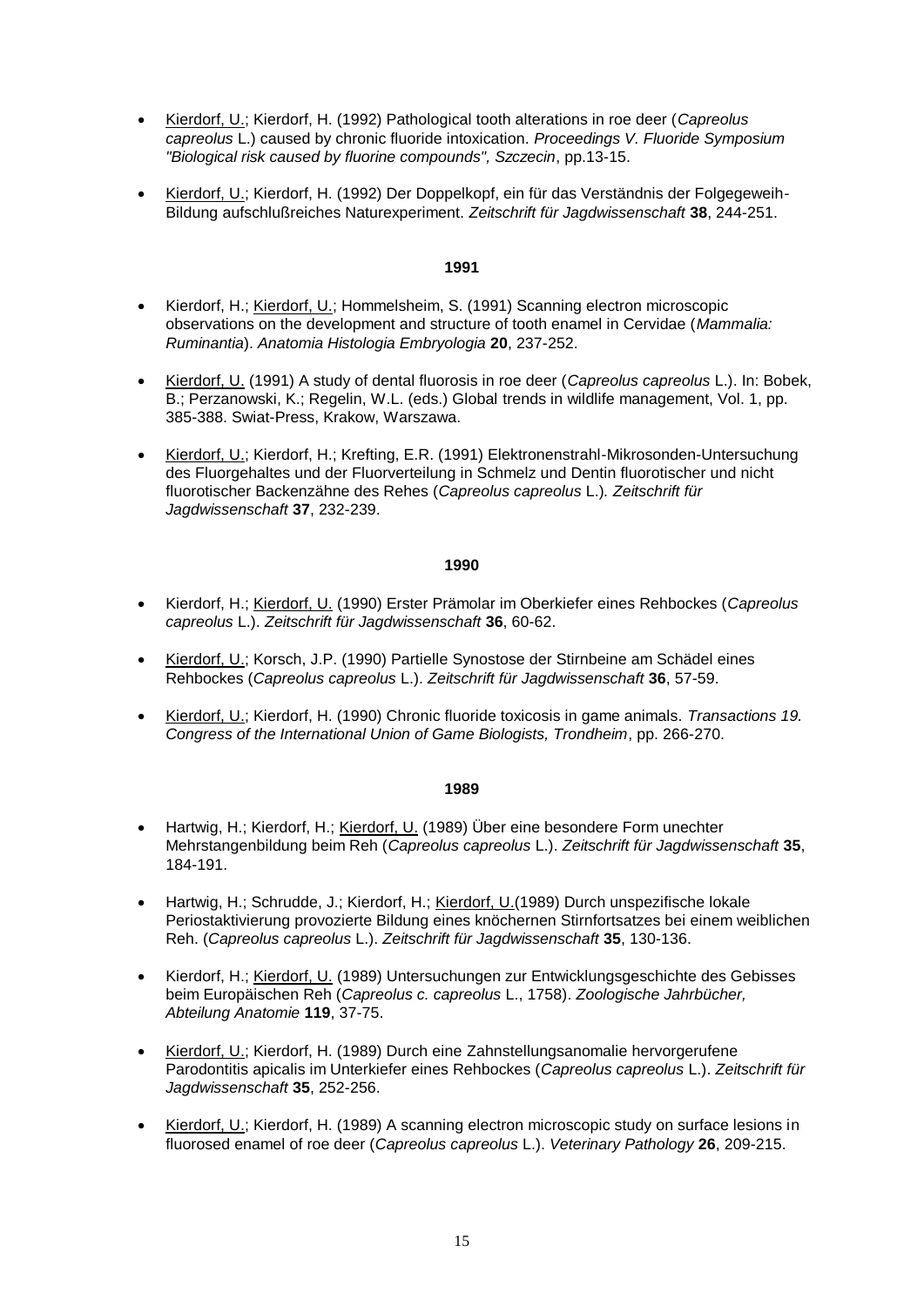- <u>Kierdorf, U.</u>; Kierdorf, H. (1992) Pathological tooth alterations in roe deer (*Capreolus capreolus* L.) caused by chronic fluoride intoxication. *Proceedings V. Fluoride Symposium "Biological risk caused by fluorine compounds", Szczecin*, pp.13-15.

- <u>Kierdorf, U.</u>; Kierdorf, H. (1992) Der Doppelkopf, ein für das Verständnis der Folgegeweih-Bildung aufschlußreiches Naturexperiment. *Zeitschrift für Jagdwissenschaft* **38**, 244-251.

**1991**

- Kierdorf, H.; <u>Kierdorf, U.</u>; Hommelsheim, S. (1991) Scanning electron microscopic observations on the development and structure of tooth enamel in Cervidae (*Mammalia: Ruminantia*). *Anatomia Histologia Embryologia* **20**, 237-252.

- <u>Kierdorf, U.</u> (1991) A study of dental fluorosis in roe deer (*Capreolus capreolus* L.). In: Bobek, B.; Perzanowski, K.; Regelin, W.L. (eds.) Global trends in wildlife management, Vol. 1, pp. 385-388. Swiat-Press, Krakow, Warszawa.

- <u>Kierdorf, U.</u>; Kierdorf, H.; Krefting, E.R. (1991) Elektronenstrahl-Mikrosonden-Untersuchung des Fluorgehaltes und der Fluorverteilung in Schmelz und Dentin fluorotischer und nicht fluorotischer Backenzähne des Rehes (*Capreolus capreolus* L.). *Zeitschrift für Jagdwissenschaft* **37**, 232-239.

**1990**

- Kierdorf, H.; <u>Kierdorf, U.</u> (1990) Erster Prämolar im Oberkiefer eines Rehbockes (*Capreolus capreolus* L.). *Zeitschrift für Jagdwissenschaft* **36**, 60-62.

- <u>Kierdorf, U.</u>; Korsch, J.P. (1990) Partielle Synostose der Stirnbeine am Schädel eines Rehbockes (*Capreolus capreolus* L.). *Zeitschrift für Jagdwissenschaft* **36**, 57-59.

- <u>Kierdorf, U.</u>; Kierdorf, H. (1990) Chronic fluoride toxicosis in game animals. *Transactions 19. Congress of the International Union of Game Biologists, Trondheim*, pp. 266-270.

**1989**

- Hartwig, H.; Kierdorf, H.; <u>Kierdorf, U.</u> (1989) Über eine besondere Form unechter Mehrstangenbildung beim Reh (*Capreolus capreolus* L.). *Zeitschrift für Jagdwissenschaft* **35**, 184-191.

- Hartwig, H.; Schrudde, J.; Kierdorf, H.; <u>Kierdorf, U.</u>(1989) Durch unspezifische lokale Periostaktivierung provozierte Bildung eines knöchernen Stirnfortsatzes bei einem weiblichen Reh. (*Capreolus capreolus* L.). *Zeitschrift für Jagdwissenschaft* **35**, 130-136.

- Kierdorf, H.; <u>Kierdorf, U.</u> (1989) Untersuchungen zur Entwicklungsgeschichte des Gebisses beim Europäischen Reh (*Capreolus c. capreolus* L., 1758). *Zoologische Jahrbücher, Abteilung Anatomie* **119**, 37-75.

- <u>Kierdorf, U.</u>; Kierdorf, H. (1989) Durch eine Zahnstellungsanomalie hervorgerufene Parodontitis apicalis im Unterkiefer eines Rehbockes (*Capreolus capreolus* L.). *Zeitschrift für Jagdwissenschaft* **35**, 252-256.

- <u>Kierdorf, U.</u>; Kierdorf, H. (1989) A scanning electron microscopic study on surface lesions in fluorosed enamel of roe deer (*Capreolus capreolus* L.). *Veterinary Pathology* **26**, 209-215.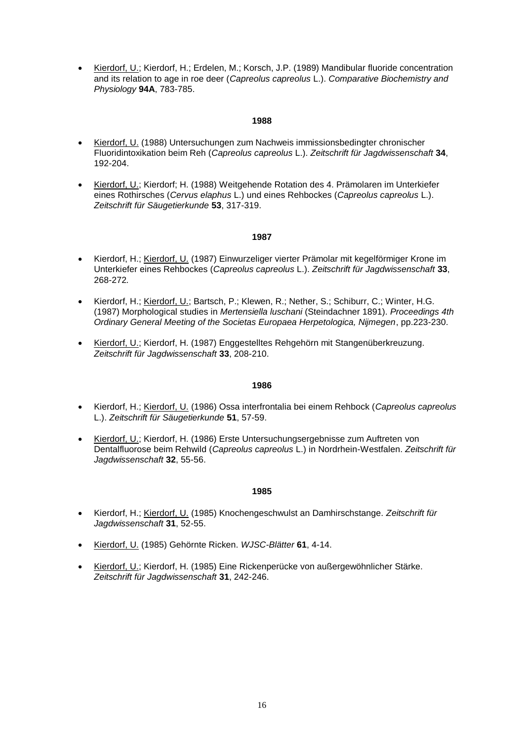- Kierdorf, U.; Kierdorf, H.; Erdelen, M.; Korsch, J.P. (1989) Mandibular fluoride concentration and its relation to age in roe deer (*Capreolus capreolus* L.). *Comparative Biochemistry and Physiology* **94A**, 783-785.

**1988**

- Kierdorf, U. (1988) Untersuchungen zum Nachweis immissionsbedingter chronischer Fluoridintoxikation beim Reh (*Capreolus capreolus* L.). *Zeitschrift für Jagdwissenschaft* **34**, 192-204.

- Kierdorf, U.; Kierdorf; H. (1988) Weitgehende Rotation des 4. Prämolaren im Unterkiefer eines Rothirsches (*Cervus elaphus* L.) und eines Rehbockes (*Capreolus capreolus* L.). *Zeitschrift für Säugetierkunde* **53**, 317-319.

**1987**

- Kierdorf, H.; Kierdorf, U. (1987) Einwurzeliger vierter Prämolar mit kegelförmiger Krone im Unterkiefer eines Rehbockes (*Capreolus capreolus* L.). *Zeitschrift für Jagdwissenschaft* **33**, 268-272.

- Kierdorf, H.; Kierdorf, U.; Bartsch, P.; Klewen, R.; Nether, S.; Schiburr, C.; Winter, H.G. (1987) Morphological studies in *Mertensiella luschani* (Steindachner 1891). *Proceedings 4th Ordinary General Meeting of the Societas Europaea Herpetologica, Nijmegen*, pp.223-230.

- Kierdorf, U.; Kierdorf, H. (1987) Enggestelltes Rehgehörn mit Stangenüberkreuzung. *Zeitschrift für Jagdwissenschaft* **33**, 208-210.

**1986**

- Kierdorf, H.; Kierdorf, U. (1986) Ossa interfrontalia bei einem Rehbock (*Capreolus capreolus* L.). *Zeitschrift für Säugetierkunde* **51**, 57-59.

- Kierdorf, U.; Kierdorf, H. (1986) Erste Untersuchungsergebnisse zum Auftreten von Dentalfluorose beim Rehwild (*Capreolus capreolus* L.) in Nordrhein-Westfalen. *Zeitschrift für Jagdwissenschaft* **32**, 55-56.

**1985**

- Kierdorf, H.; Kierdorf, U. (1985) Knochengeschwulst an Damhirschstange. *Zeitschrift für Jagdwissenschaft* **31**, 52-55.

- Kierdorf, U. (1985) Gehörnte Ricken. *WJSC-Blätter* **61**, 4-14.

- Kierdorf, U.; Kierdorf, H. (1985) Eine Rickenperücke von außergewöhnlicher Stärke. *Zeitschrift für Jagdwissenschaft* **31**, 242-246.